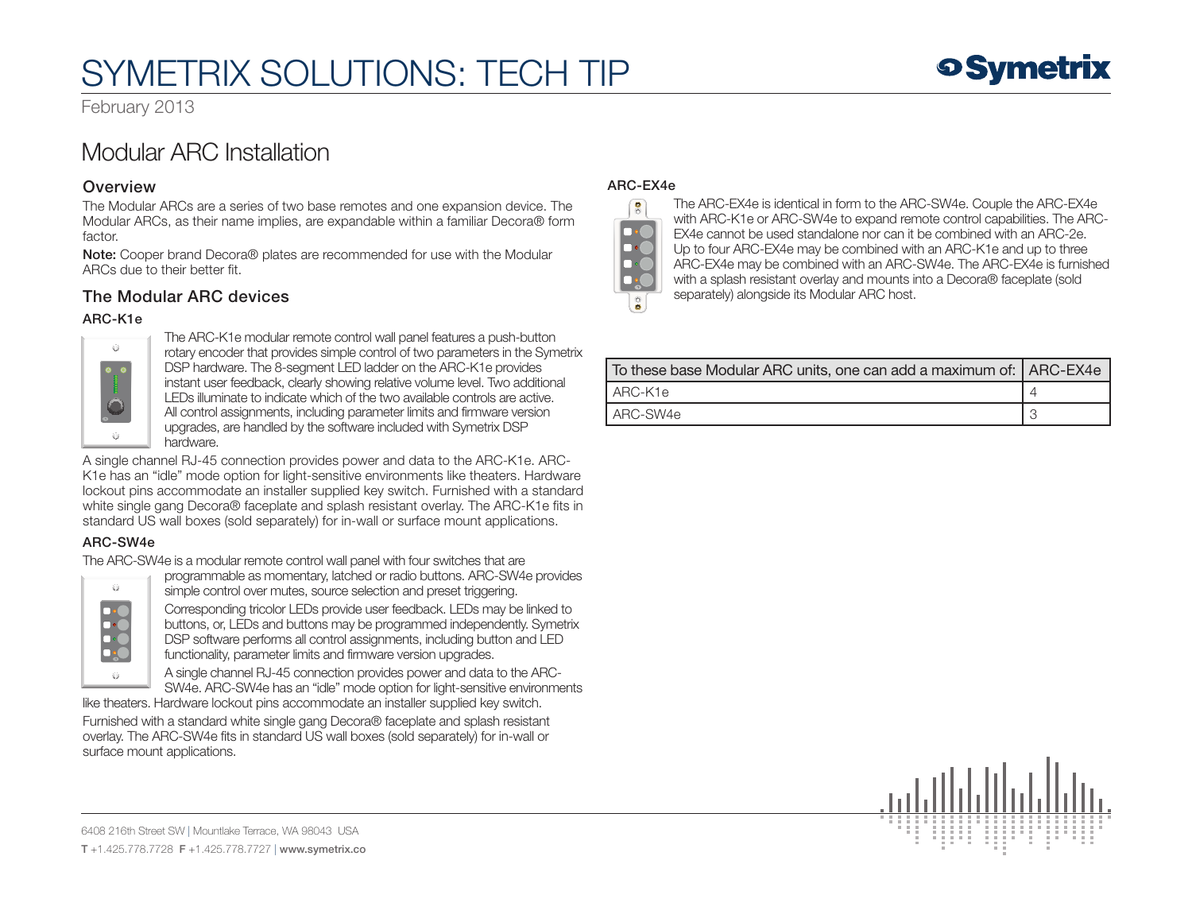# SYMETRIX SOLUTIONS: TECH TIP

February 2013

## Modular ARC Installation

### Overview

The Modular ARCs are a series of two base remotes and one expansion device. The Modular ARCs, as their name implies, are expandable within a familiar Decora® form factor.

**Note:** Cooper brand Decora® plates are recommended for use with the Modular ARCs due to their better fit.

### The Modular ARC devices

#### ARC-K1e

The ARC-K1e modular remote control wall panel features a push-button rotary encoder that provides simple control of two parameters in the Symetrix DSP hardware. The 8-segment LED ladder on the ARC-K1e provides instant user feedback, clearly showing relative volume level. Two additional LEDs illuminate to indicate which of the two available controls are active. All control assignments, including parameter limits and firmware version upgrades, are handled by the software included with Symetrix DSP hardware.

A single channel RJ-45 connection provides power and data to the ARC-K1e. ARC-K1e has an "idle" mode option for light-sensitive environments like theaters. Hardware lockout pins accommodate an installer supplied key switch. Furnished with a standard white single gang Decora® faceplate and splash resistant overlay. The ARC-K1e fits in standard US wall boxes (sold separately) for in-wall or surface mount applications.

#### ARC-SW4e

The ARC-SW4e is a modular remote control wall panel with four switches that are programmable as momentary, latched or radio buttons. ARC-SW4e provides simple control over mutes, source selection and preset triggering.

Corresponding tricolor LEDs provide user feedback. LEDs may be linked to buttons, or, LEDs and buttons may be programmed independently. Symetrix DSP software performs all control assignments, including button and LED functionality, parameter limits and firmware version upgrades.

A single channel RJ-45 connection provides power and data to the ARC-SW4e. ARC-SW4e has an "idle" mode option for light-sensitive environments like theaters. Hardware lockout pins accommodate an installer supplied key switch.

Furnished with a standard white single gang Decora® faceplate and splash resistant overlay. The ARC-SW4e fits in standard US wall boxes (sold separately) for in-wall or surface mount applications.

#### ARC-EX4e

The ARC-EX4e is identical in form to the ARC-SW4e. Couple the ARC-EX4e with ARC-K1e or ARC-SW4e to expand remote control capabilities. The ARC-EX4e cannot be used standalone nor can it be combined with an ARC-2e. Up to four ARC-EX4e may be combined with an ARC-K1e and up to three ARC-EX4e may be combined with an ARC-SW4e. The ARC-EX4e is furnished with a splash resistant overlay and mounts into a Decora® faceplate (sold separately) alongside its Modular ARC host.

| To these base Modular ARC units, one can add a maximum of: | ARC-EX4e |
|---|---|
| ARC-K1e | 4 |
| ARC-SW4e | 3 |

6408 216th Street SW | Mountlake Terrace, WA 98043 USA

**T** +1.425.778.7728 **F** +1.425.778.7727 | **www.symetrix.co**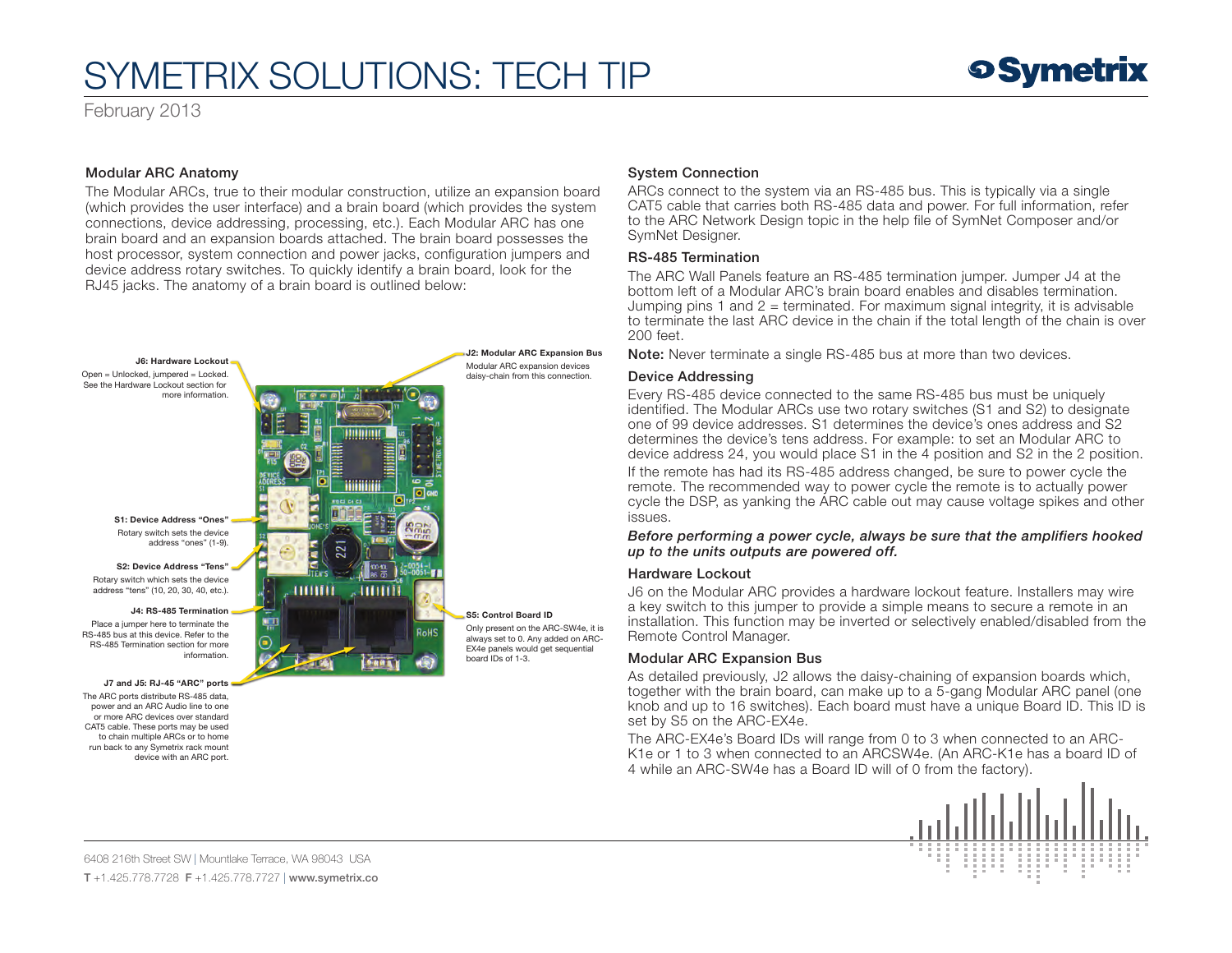# SYMETRIX SOLUTIONS: TECH TIP

February 2013

### Modular ARC Anatomy

The Modular ARCs, true to their modular construction, utilize an expansion board (which provides the user interface) and a brain board (which provides the system connections, device addressing, processing, etc.). Each Modular ARC has one brain board and an expansion boards attached. The brain board possesses the host processor, system connection and power jacks, configuration jumpers and device address rotary switches. To quickly identify a brain board, look for the RJ45 jacks. The anatomy of a brain board is outlined below:

**J6: Hardware Lockout**
Open = Unlocked, jumpered = Locked. See the Hardware Lockout section for more information.

**S1: Device Address "Ones"**
Rotary switch sets the device address "ones" (1-9).

**S2: Device Address "Tens"**
Rotary switch which sets the device address "tens" (10, 20, 30, 40, etc.).

**J4: RS-485 Termination**
Place a jumper here to terminate the RS-485 bus at this device. Refer to the RS-485 Termination section for more information.

**J7 and J5: RJ-45 "ARC" ports**
The ARC ports distribute RS-485 data, power and an ARC Audio line to one or more ARC devices over standard CAT5 cable. These ports may be used to chain multiple ARCs or to home run back to any Symetrix rack mount device with an ARC port.

**J2: Modular ARC Expansion Bus**
Modular ARC expansion devices daisy-chain from this connection.

**S5: Control Board ID**
Only present on the ARC-SW4e, it is always set to 0. Any added on ARC-EX4e panels would get sequential board IDs of 1-3.

### System Connection

ARCs connect to the system via an RS-485 bus. This is typically via a single CAT5 cable that carries both RS-485 data and power. For full information, refer to the ARC Network Design topic in the help file of SymNet Composer and/or SymNet Designer.

### RS-485 Termination

The ARC Wall Panels feature an RS-485 termination jumper. Jumper J4 at the bottom left of a Modular ARC's brain board enables and disables termination. Jumping pins 1 and 2 = terminated. For maximum signal integrity, it is advisable to terminate the last ARC device in the chain if the total length of the chain is over 200 feet.

**Note:** Never terminate a single RS-485 bus at more than two devices.

### Device Addressing

Every RS-485 device connected to the same RS-485 bus must be uniquely identified. The Modular ARCs use two rotary switches (S1 and S2) to designate one of 99 device addresses. S1 determines the device's ones address and S2 determines the device's tens address. For example: to set an Modular ARC to device address 24, you would place S1 in the 4 position and S2 in the 2 position.

If the remote has had its RS-485 address changed, be sure to power cycle the remote. The recommended way to power cycle the remote is to actually power cycle the DSP, as yanking the ARC cable out may cause voltage spikes and other issues.

***Before performing a power cycle, always be sure that the amplifiers hooked up to the units outputs are powered off.***

### Hardware Lockout

J6 on the Modular ARC provides a hardware lockout feature. Installers may wire a key switch to this jumper to provide a simple means to secure a remote in an installation. This function may be inverted or selectively enabled/disabled from the Remote Control Manager.

### Modular ARC Expansion Bus

As detailed previously, J2 allows the daisy-chaining of expansion boards which, together with the brain board, can make up to a 5-gang Modular ARC panel (one knob and up to 16 switches). Each board must have a unique Board ID. This ID is set by S5 on the ARC-EX4e.

The ARC-EX4e's Board IDs will range from 0 to 3 when connected to an ARC-K1e or 1 to 3 when connected to an ARCSW4e. (An ARC-K1e has a board ID of 4 while an ARC-SW4e has a Board ID will of 0 from the factory).

6408 216th Street SW | Mountlake Terrace, WA 98043 USA
T +1.425.778.7728 F +1.425.778.7727 | www.symetrix.co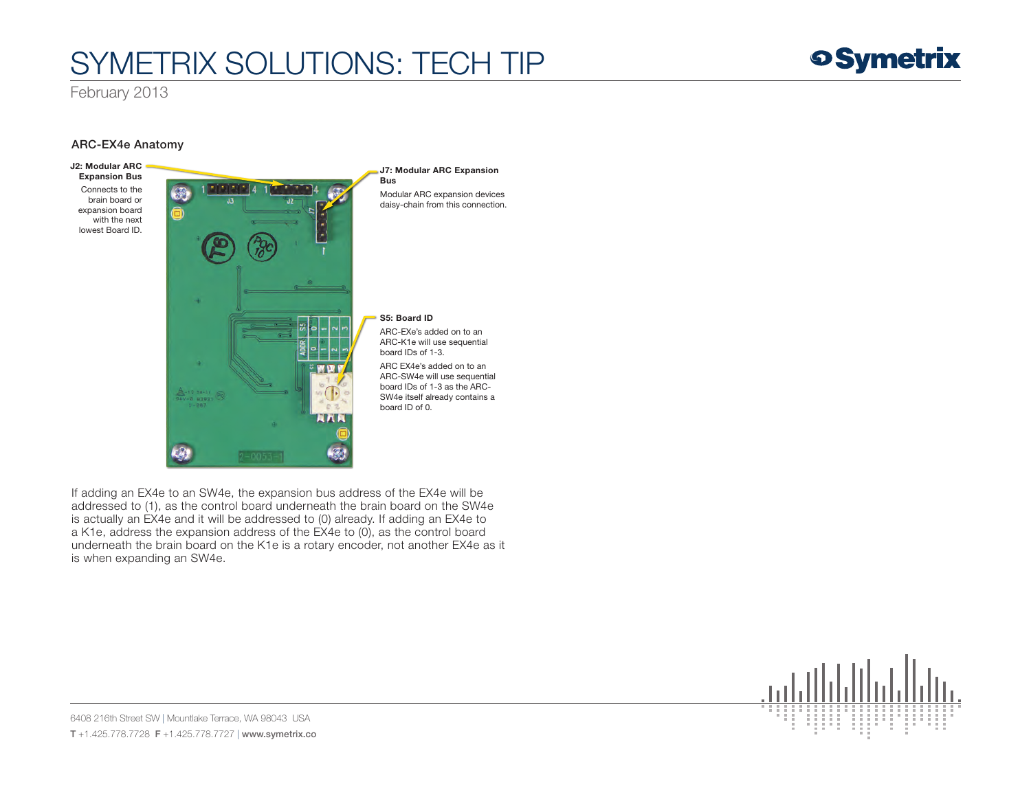### ARC-EX4e Anatomy

**J2: Modular ARC Expansion Bus**

Connects to the brain board or expansion board with the next lowest Board ID.

**J7: Modular ARC Expansion Bus**

Modular ARC expansion devices daisy-chain from this connection.

**S5: Board ID**

ARC-EXe's added on to an ARC-K1e will use sequential board IDs of 1-3.

ARC EX4e's added on to an ARC-SW4e will use sequential board IDs of 1-3 as the ARC-SW4e itself already contains a board ID of 0.

If adding an EX4e to an SW4e, the expansion bus address of the EX4e will be addressed to (1), as the control board underneath the brain board on the SW4e is actually an EX4e and it will be addressed to (0) already. If adding an EX4e to a K1e, address the expansion address of the EX4e to (0), as the control board underneath the brain board on the K1e is a rotary encoder, not another EX4e as it is when expanding an SW4e.